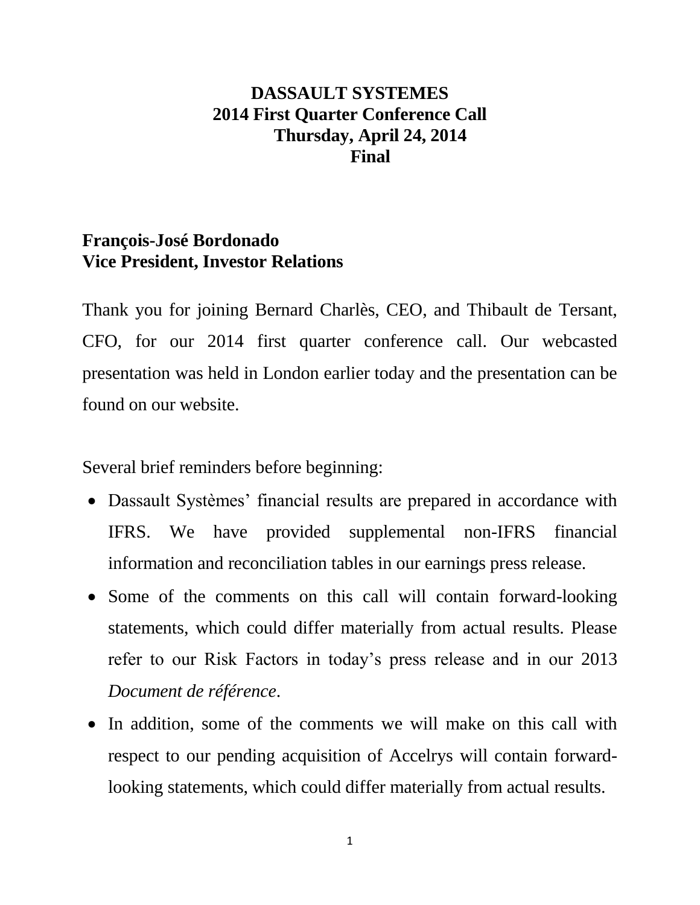# DASSAULT SYSTEMES
# 2014 First Quarter Conference Call
# Thursday, April 24, 2014
# Final

**François-José Bordonado**
**Vice President, Investor Relations**

Thank you for joining Bernard Charlès, CEO, and Thibault de Tersant, CFO, for our 2014 first quarter conference call. Our webcasted presentation was held in London earlier today and the presentation can be found on our website.

Several brief reminders before beginning:

- Dassault Systèmes' financial results are prepared in accordance with IFRS. We have provided supplemental non-IFRS financial information and reconciliation tables in our earnings press release.
- Some of the comments on this call will contain forward-looking statements, which could differ materially from actual results. Please refer to our Risk Factors in today's press release and in our 2013 *Document de référence*.
- In addition, some of the comments we will make on this call with respect to our pending acquisition of Accelrys will contain forward-looking statements, which could differ materially from actual results.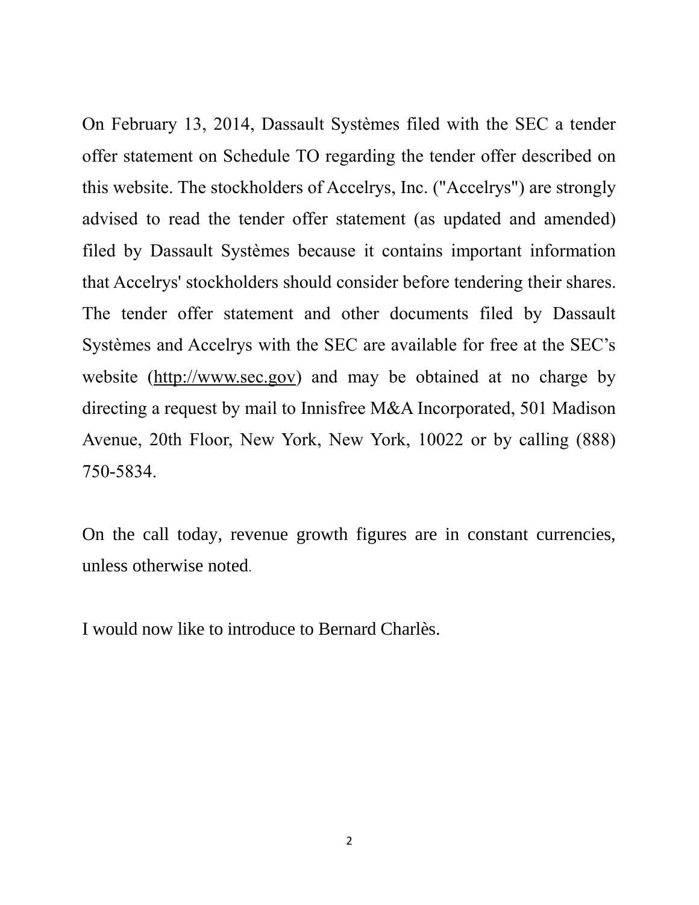On February 13, 2014, Dassault Systèmes filed with the SEC a tender offer statement on Schedule TO regarding the tender offer described on this website. The stockholders of Accelrys, Inc. ("Accelrys") are strongly advised to read the tender offer statement (as updated and amended) filed by Dassault Systèmes because it contains important information that Accelrys' stockholders should consider before tendering their shares. The tender offer statement and other documents filed by Dassault Systèmes and Accelrys with the SEC are available for free at the SEC's website (http://www.sec.gov) and may be obtained at no charge by directing a request by mail to Innisfree M&A Incorporated, 501 Madison Avenue, 20th Floor, New York, New York, 10022 or by calling (888) 750-5834.

On the call today, revenue growth figures are in constant currencies, unless otherwise noted.

I would now like to introduce to Bernard Charlès.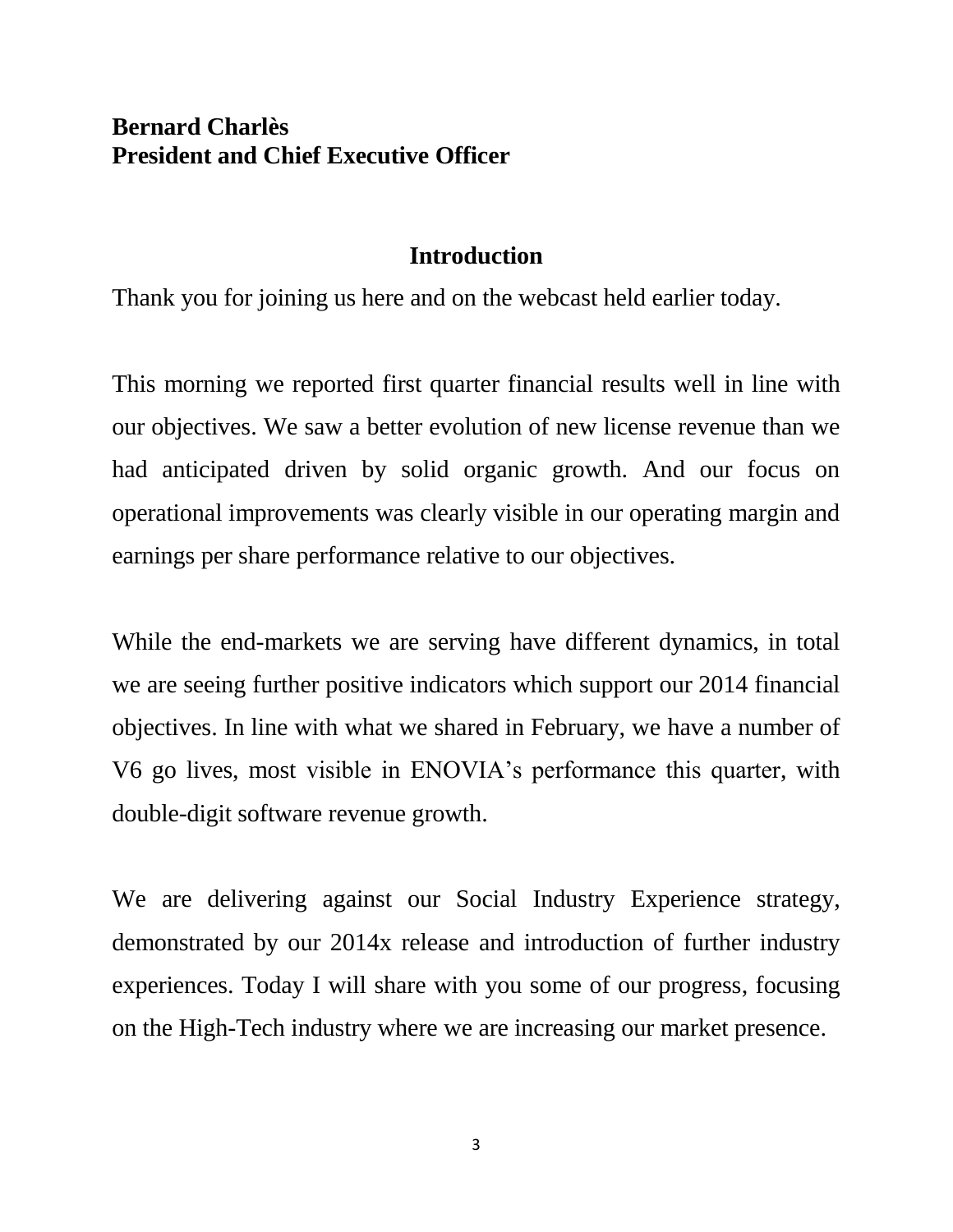**Bernard Charlès**
**President and Chief Executive Officer**

## Introduction

Thank you for joining us here and on the webcast held earlier today.

This morning we reported first quarter financial results well in line with our objectives. We saw a better evolution of new license revenue than we had anticipated driven by solid organic growth. And our focus on operational improvements was clearly visible in our operating margin and earnings per share performance relative to our objectives.

While the end-markets we are serving have different dynamics, in total we are seeing further positive indicators which support our 2014 financial objectives. In line with what we shared in February, we have a number of V6 go lives, most visible in ENOVIA's performance this quarter, with double-digit software revenue growth.

We are delivering against our Social Industry Experience strategy, demonstrated by our 2014x release and introduction of further industry experiences. Today I will share with you some of our progress, focusing on the High-Tech industry where we are increasing our market presence.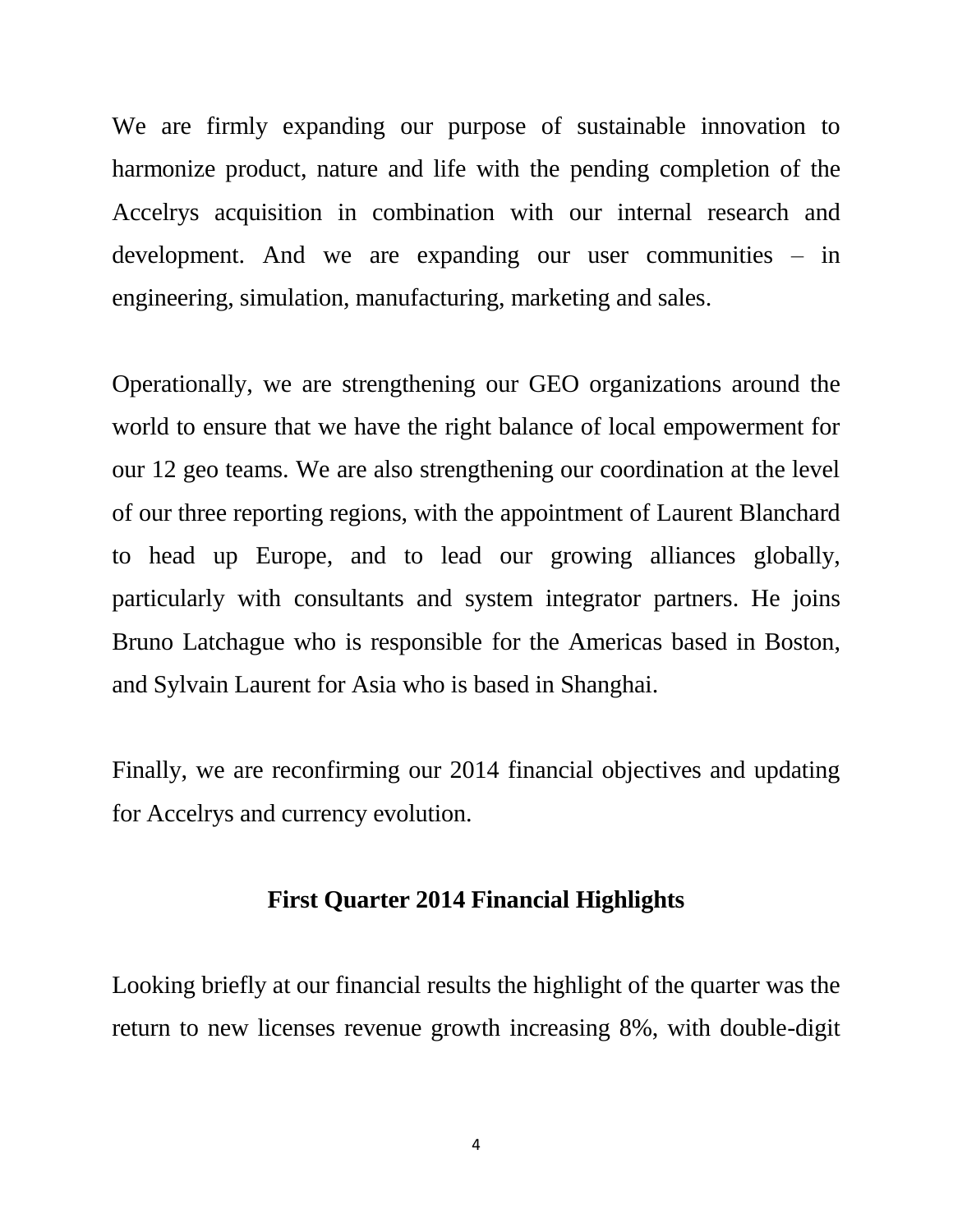We are firmly expanding our purpose of sustainable innovation to harmonize product, nature and life with the pending completion of the Accelrys acquisition in combination with our internal research and development. And we are expanding our user communities – in engineering, simulation, manufacturing, marketing and sales.

Operationally, we are strengthening our GEO organizations around the world to ensure that we have the right balance of local empowerment for our 12 geo teams. We are also strengthening our coordination at the level of our three reporting regions, with the appointment of Laurent Blanchard to head up Europe, and to lead our growing alliances globally, particularly with consultants and system integrator partners. He joins Bruno Latchague who is responsible for the Americas based in Boston, and Sylvain Laurent for Asia who is based in Shanghai.

Finally, we are reconfirming our 2014 financial objectives and updating for Accelrys and currency evolution.

## First Quarter 2014 Financial Highlights

Looking briefly at our financial results the highlight of the quarter was the return to new licenses revenue growth increasing 8%, with double-digit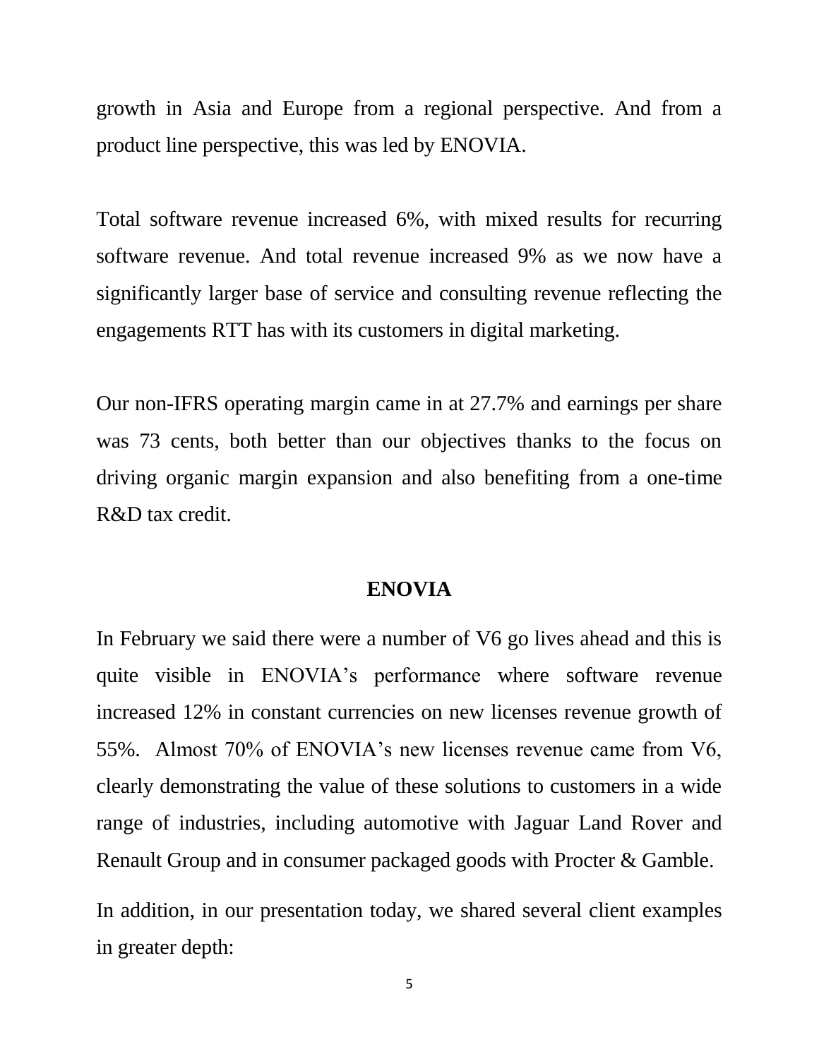growth in Asia and Europe from a regional perspective. And from a product line perspective, this was led by ENOVIA.

Total software revenue increased 6%, with mixed results for recurring software revenue. And total revenue increased 9% as we now have a significantly larger base of service and consulting revenue reflecting the engagements RTT has with its customers in digital marketing.

Our non-IFRS operating margin came in at 27.7% and earnings per share was 73 cents, both better than our objectives thanks to the focus on driving organic margin expansion and also benefiting from a one-time R&D tax credit.

## ENOVIA

In February we said there were a number of V6 go lives ahead and this is quite visible in ENOVIA's performance where software revenue increased 12% in constant currencies on new licenses revenue growth of 55%. Almost 70% of ENOVIA's new licenses revenue came from V6, clearly demonstrating the value of these solutions to customers in a wide range of industries, including automotive with Jaguar Land Rover and Renault Group and in consumer packaged goods with Procter & Gamble.

In addition, in our presentation today, we shared several client examples in greater depth: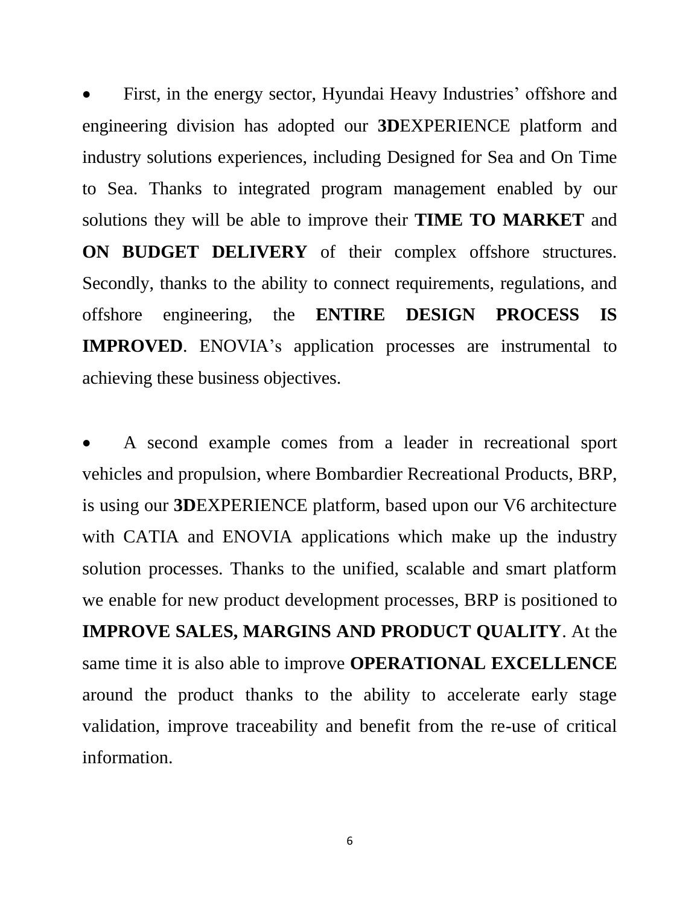- First, in the energy sector, Hyundai Heavy Industries' offshore and engineering division has adopted our **3D**EXPERIENCE platform and industry solutions experiences, including Designed for Sea and On Time to Sea. Thanks to integrated program management enabled by our solutions they will be able to improve their **TIME TO MARKET** and **ON BUDGET DELIVERY** of their complex offshore structures. Secondly, thanks to the ability to connect requirements, regulations, and offshore engineering, the **ENTIRE DESIGN PROCESS IS IMPROVED**. ENOVIA's application processes are instrumental to achieving these business objectives.

- A second example comes from a leader in recreational sport vehicles and propulsion, where Bombardier Recreational Products, BRP, is using our **3D**EXPERIENCE platform, based upon our V6 architecture with CATIA and ENOVIA applications which make up the industry solution processes. Thanks to the unified, scalable and smart platform we enable for new product development processes, BRP is positioned to **IMPROVE SALES, MARGINS AND PRODUCT QUALITY**. At the same time it is also able to improve **OPERATIONAL EXCELLENCE** around the product thanks to the ability to accelerate early stage validation, improve traceability and benefit from the re-use of critical information.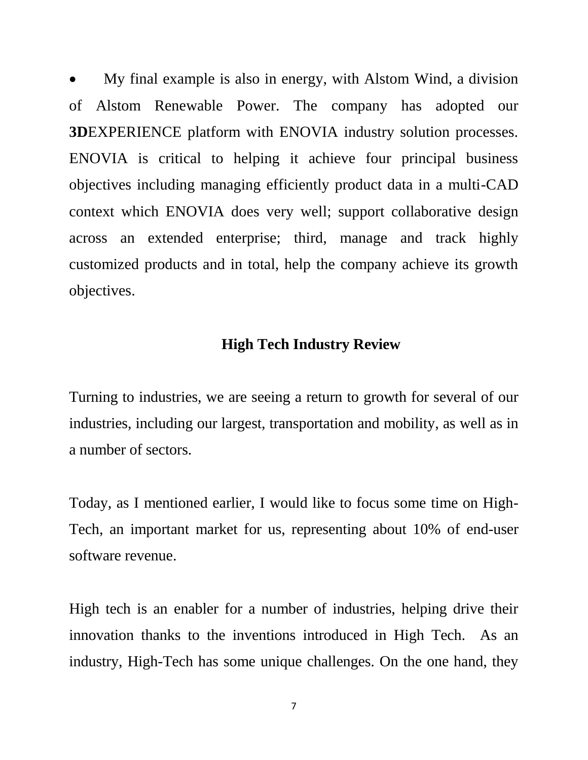- My final example is also in energy, with Alstom Wind, a division of Alstom Renewable Power. The company has adopted our **3D**EXPERIENCE platform with ENOVIA industry solution processes. ENOVIA is critical to helping it achieve four principal business objectives including managing efficiently product data in a multi-CAD context which ENOVIA does very well; support collaborative design across an extended enterprise; third, manage and track highly customized products and in total, help the company achieve its growth objectives.

## High Tech Industry Review

Turning to industries, we are seeing a return to growth for several of our industries, including our largest, transportation and mobility, as well as in a number of sectors.

Today, as I mentioned earlier, I would like to focus some time on High-Tech, an important market for us, representing about 10% of end-user software revenue.

High tech is an enabler for a number of industries, helping drive their innovation thanks to the inventions introduced in High Tech. As an industry, High-Tech has some unique challenges. On the one hand, they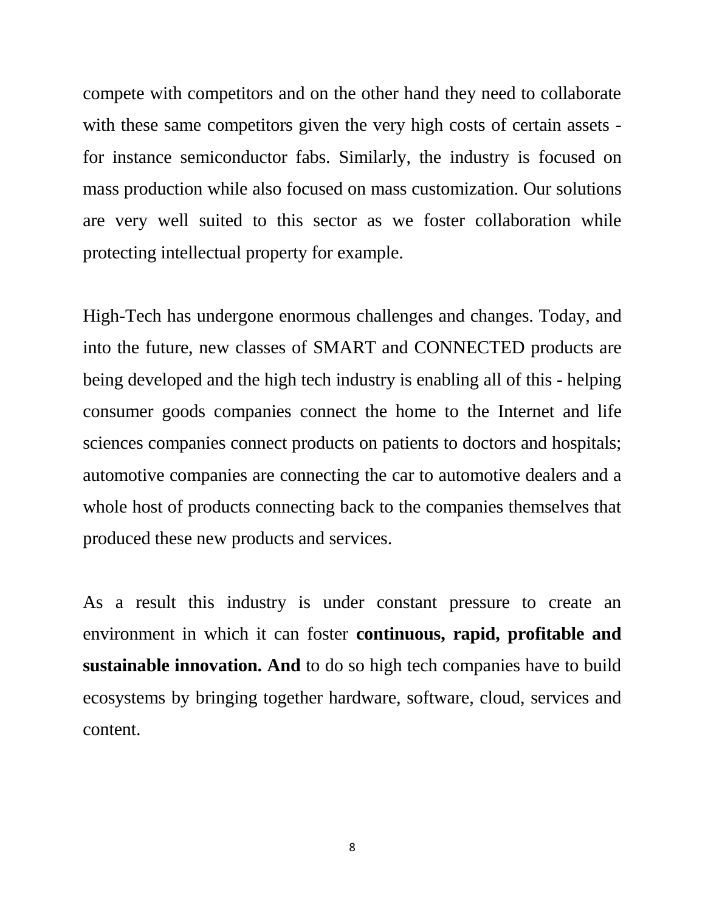compete with competitors and on the other hand they need to collaborate with these same competitors given the very high costs of certain assets - for instance semiconductor fabs. Similarly, the industry is focused on mass production while also focused on mass customization. Our solutions are very well suited to this sector as we foster collaboration while protecting intellectual property for example.

High-Tech has undergone enormous challenges and changes. Today, and into the future, new classes of SMART and CONNECTED products are being developed and the high tech industry is enabling all of this - helping consumer goods companies connect the home to the Internet and life sciences companies connect products on patients to doctors and hospitals; automotive companies are connecting the car to automotive dealers and a whole host of products connecting back to the companies themselves that produced these new products and services.

As a result this industry is under constant pressure to create an environment in which it can foster **continuous, rapid, profitable and sustainable innovation. And** to do so high tech companies have to build ecosystems by bringing together hardware, software, cloud, services and content.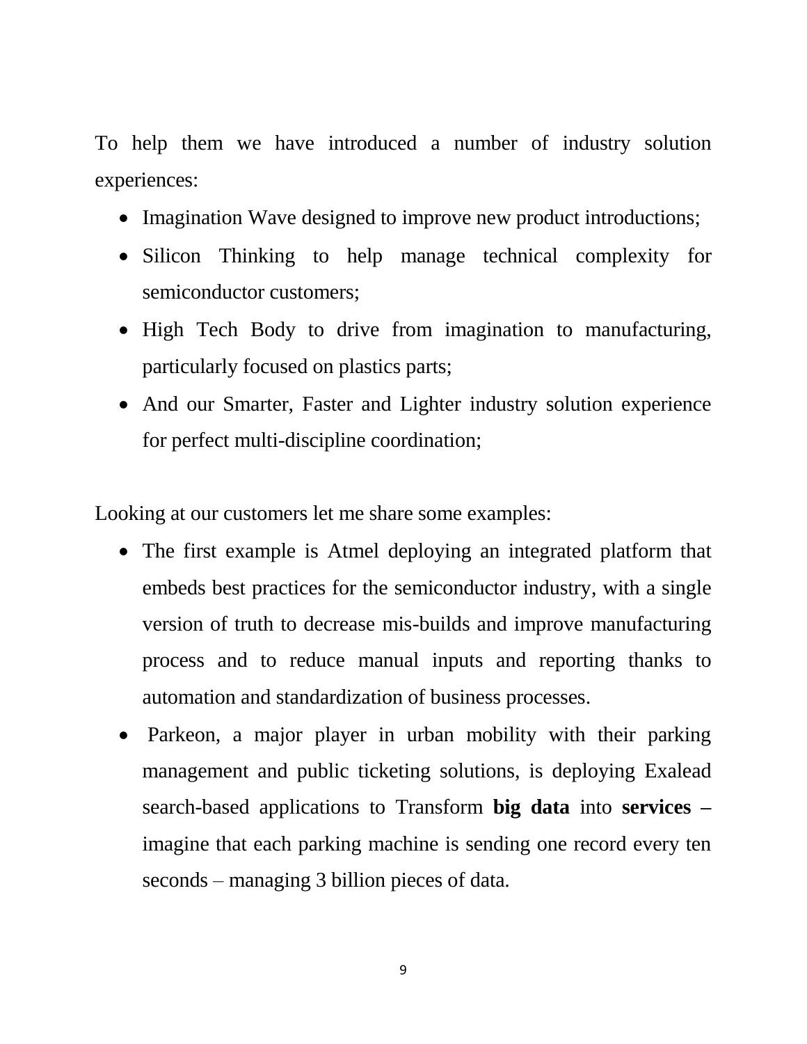To help them we have introduced a number of industry solution experiences:

- Imagination Wave designed to improve new product introductions;
- Silicon Thinking to help manage technical complexity for semiconductor customers;
- High Tech Body to drive from imagination to manufacturing, particularly focused on plastics parts;
- And our Smarter, Faster and Lighter industry solution experience for perfect multi-discipline coordination;

Looking at our customers let me share some examples:

- The first example is Atmel deploying an integrated platform that embeds best practices for the semiconductor industry, with a single version of truth to decrease mis-builds and improve manufacturing process and to reduce manual inputs and reporting thanks to automation and standardization of business processes.
- Parkeon, a major player in urban mobility with their parking management and public ticketing solutions, is deploying Exalead search-based applications to Transform **big data** into **services –** imagine that each parking machine is sending one record every ten seconds – managing 3 billion pieces of data.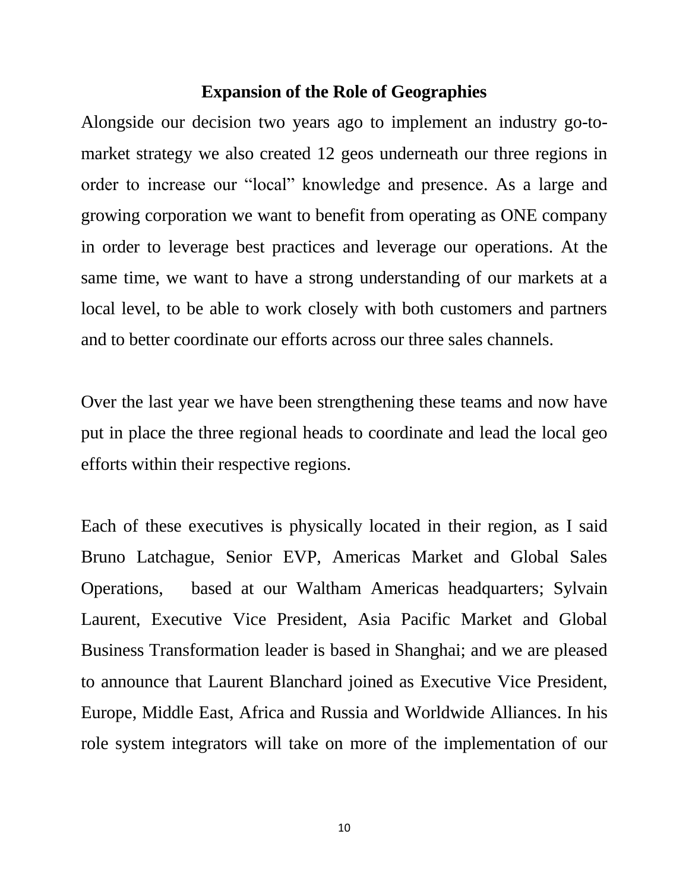## Expansion of the Role of Geographies

Alongside our decision two years ago to implement an industry go-to-market strategy we also created 12 geos underneath our three regions in order to increase our "local" knowledge and presence. As a large and growing corporation we want to benefit from operating as ONE company in order to leverage best practices and leverage our operations. At the same time, we want to have a strong understanding of our markets at a local level, to be able to work closely with both customers and partners and to better coordinate our efforts across our three sales channels.

Over the last year we have been strengthening these teams and now have put in place the three regional heads to coordinate and lead the local geo efforts within their respective regions.

Each of these executives is physically located in their region, as I said Bruno Latchague, Senior EVP, Americas Market and Global Sales Operations, based at our Waltham Americas headquarters; Sylvain Laurent, Executive Vice President, Asia Pacific Market and Global Business Transformation leader is based in Shanghai; and we are pleased to announce that Laurent Blanchard joined as Executive Vice President, Europe, Middle East, Africa and Russia and Worldwide Alliances. In his role system integrators will take on more of the implementation of our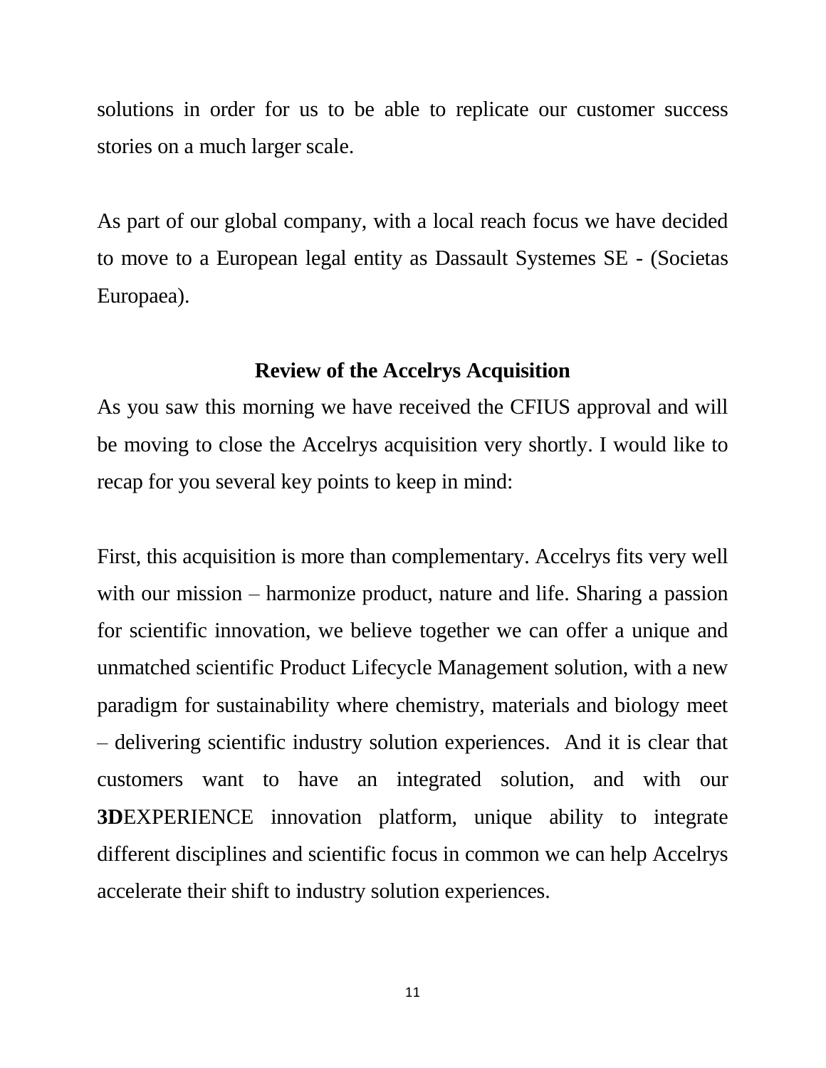solutions in order for us to be able to replicate our customer success stories on a much larger scale.

As part of our global company, with a local reach focus we have decided to move to a European legal entity as Dassault Systemes SE - (Societas Europaea).

## Review of the Accelrys Acquisition

As you saw this morning we have received the CFIUS approval and will be moving to close the Accelrys acquisition very shortly. I would like to recap for you several key points to keep in mind:

First, this acquisition is more than complementary. Accelrys fits very well with our mission – harmonize product, nature and life. Sharing a passion for scientific innovation, we believe together we can offer a unique and unmatched scientific Product Lifecycle Management solution, with a new paradigm for sustainability where chemistry, materials and biology meet – delivering scientific industry solution experiences. And it is clear that customers want to have an integrated solution, and with our **3D**EXPERIENCE innovation platform, unique ability to integrate different disciplines and scientific focus in common we can help Accelrys accelerate their shift to industry solution experiences.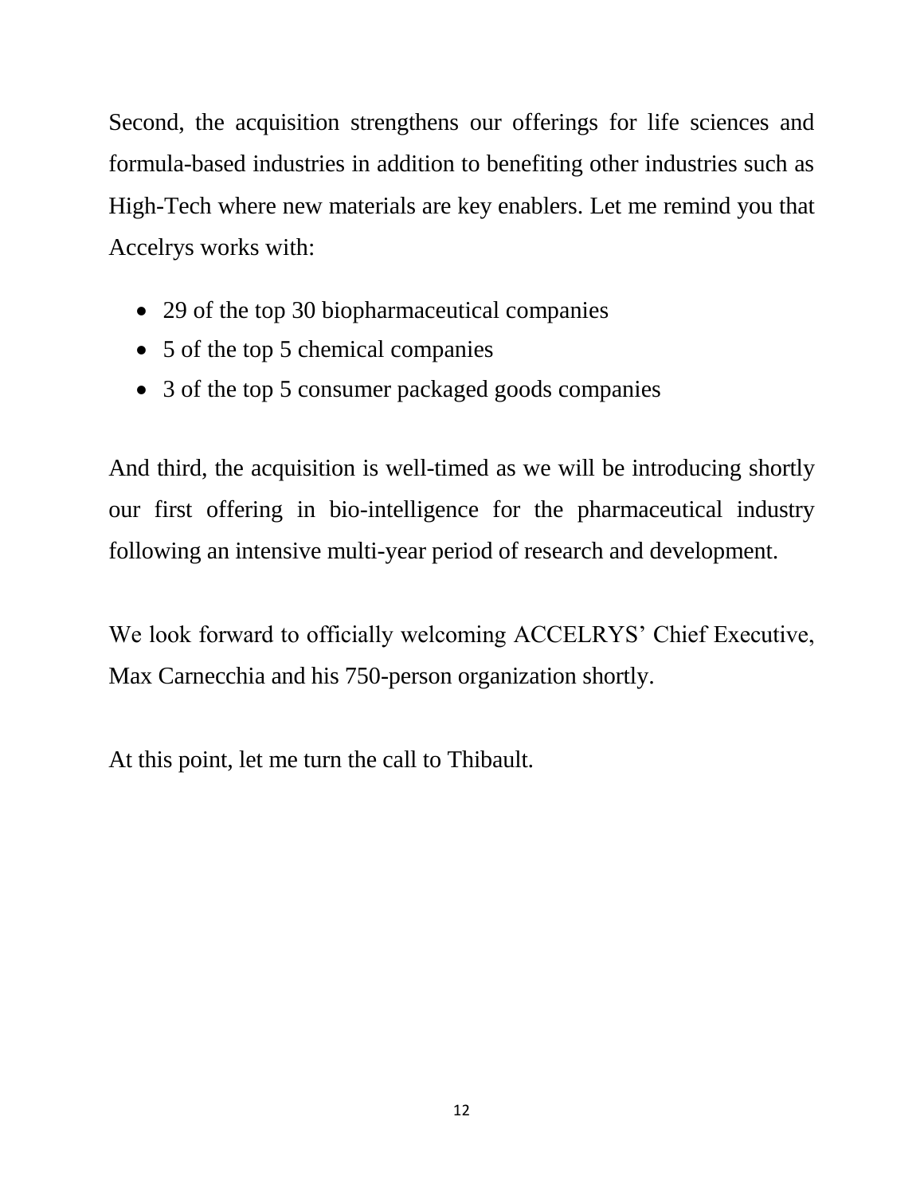Second, the acquisition strengthens our offerings for life sciences and formula-based industries in addition to benefiting other industries such as High-Tech where new materials are key enablers. Let me remind you that Accelrys works with:

- 29 of the top 30 biopharmaceutical companies
- 5 of the top 5 chemical companies
- 3 of the top 5 consumer packaged goods companies

And third, the acquisition is well-timed as we will be introducing shortly our first offering in bio-intelligence for the pharmaceutical industry following an intensive multi-year period of research and development.

We look forward to officially welcoming ACCELRYS' Chief Executive, Max Carnecchia and his 750-person organization shortly.

At this point, let me turn the call to Thibault.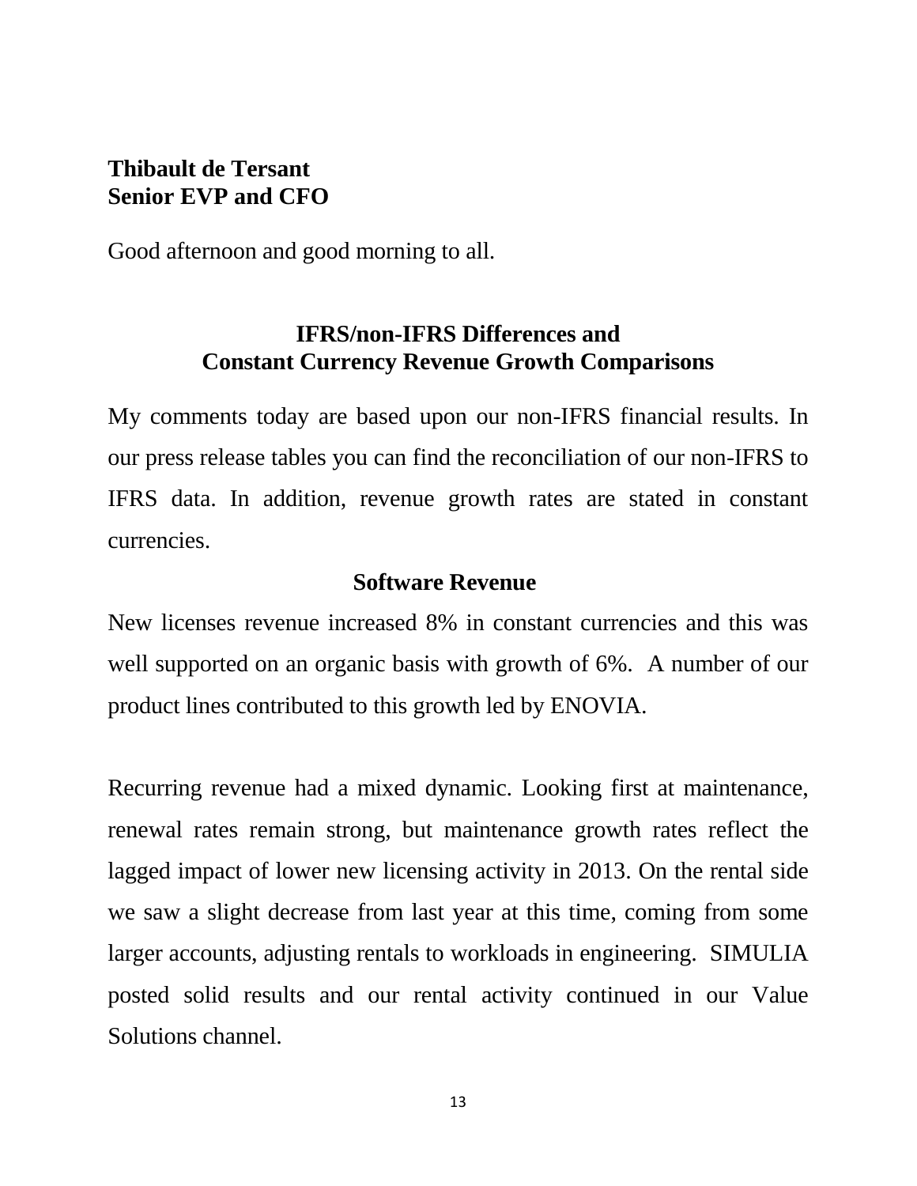**Thibault de Tersant**
**Senior EVP and CFO**

Good afternoon and good morning to all.

## IFRS/non-IFRS Differences and Constant Currency Revenue Growth Comparisons

My comments today are based upon our non-IFRS financial results. In our press release tables you can find the reconciliation of our non-IFRS to IFRS data. In addition, revenue growth rates are stated in constant currencies.

## Software Revenue

New licenses revenue increased 8% in constant currencies and this was well supported on an organic basis with growth of 6%. A number of our product lines contributed to this growth led by ENOVIA.

Recurring revenue had a mixed dynamic. Looking first at maintenance, renewal rates remain strong, but maintenance growth rates reflect the lagged impact of lower new licensing activity in 2013. On the rental side we saw a slight decrease from last year at this time, coming from some larger accounts, adjusting rentals to workloads in engineering. SIMULIA posted solid results and our rental activity continued in our Value Solutions channel.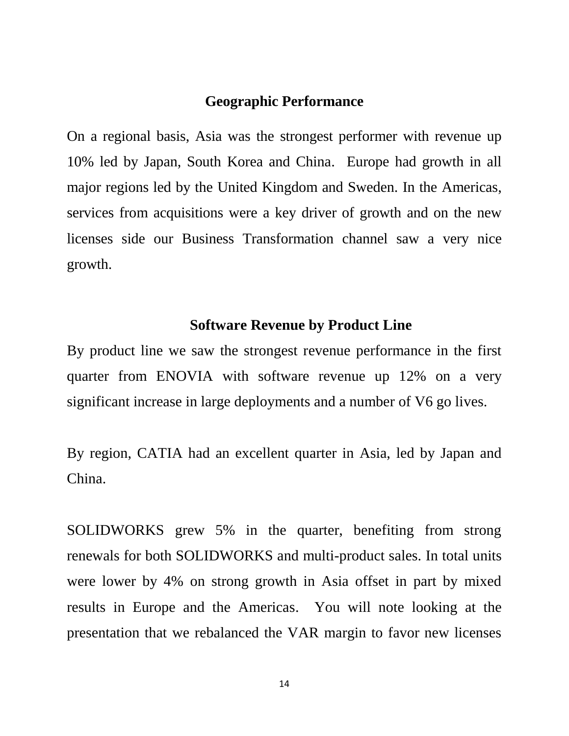## Geographic Performance

On a regional basis, Asia was the strongest performer with revenue up 10% led by Japan, South Korea and China. Europe had growth in all major regions led by the United Kingdom and Sweden. In the Americas, services from acquisitions were a key driver of growth and on the new licenses side our Business Transformation channel saw a very nice growth.

## Software Revenue by Product Line

By product line we saw the strongest revenue performance in the first quarter from ENOVIA with software revenue up 12% on a very significant increase in large deployments and a number of V6 go lives.

By region, CATIA had an excellent quarter in Asia, led by Japan and China.

SOLIDWORKS grew 5% in the quarter, benefiting from strong renewals for both SOLIDWORKS and multi-product sales. In total units were lower by 4% on strong growth in Asia offset in part by mixed results in Europe and the Americas. You will note looking at the presentation that we rebalanced the VAR margin to favor new licenses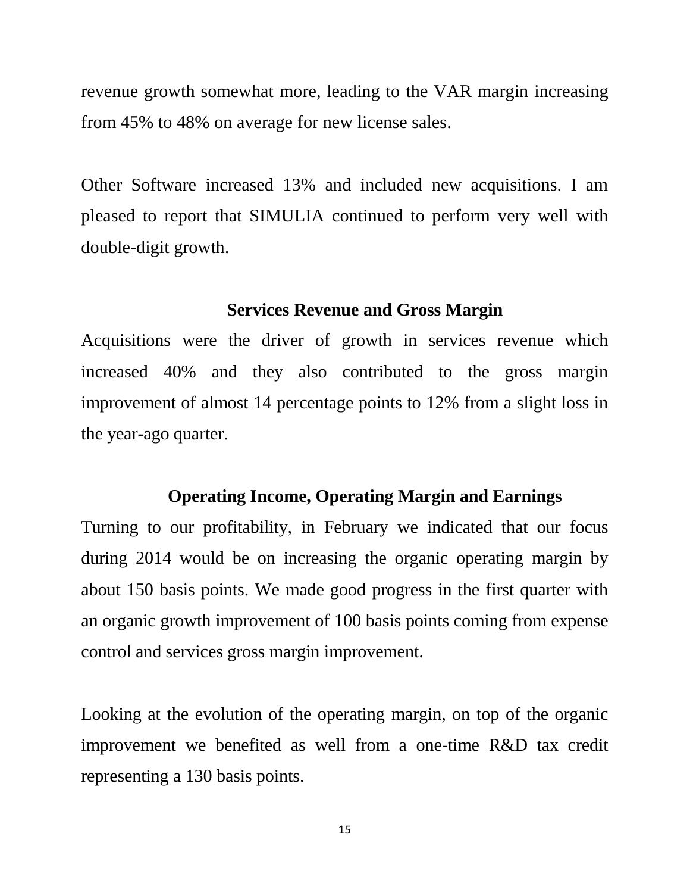revenue growth somewhat more, leading to the VAR margin increasing from 45% to 48% on average for new license sales.

Other Software increased 13% and included new acquisitions. I am pleased to report that SIMULIA continued to perform very well with double-digit growth.

## Services Revenue and Gross Margin

Acquisitions were the driver of growth in services revenue which increased 40% and they also contributed to the gross margin improvement of almost 14 percentage points to 12% from a slight loss in the year-ago quarter.

## Operating Income, Operating Margin and Earnings

Turning to our profitability, in February we indicated that our focus during 2014 would be on increasing the organic operating margin by about 150 basis points. We made good progress in the first quarter with an organic growth improvement of 100 basis points coming from expense control and services gross margin improvement.

Looking at the evolution of the operating margin, on top of the organic improvement we benefited as well from a one-time R&D tax credit representing a 130 basis points.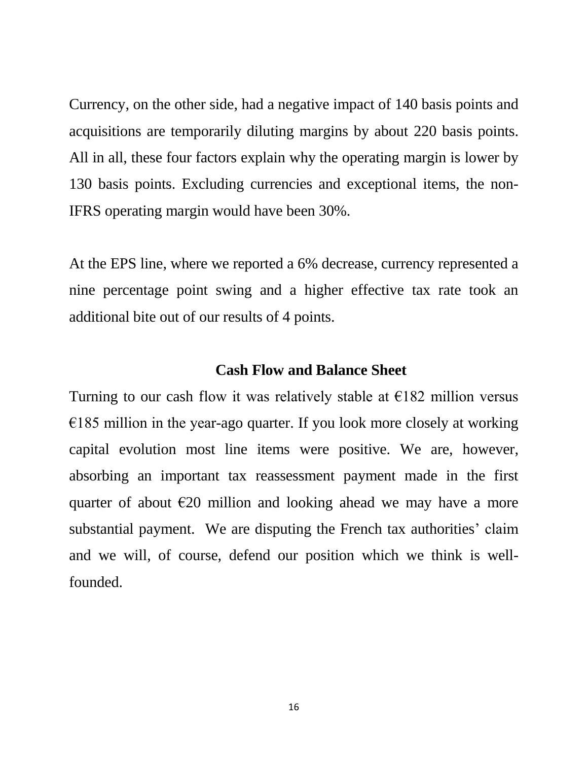Currency, on the other side, had a negative impact of 140 basis points and acquisitions are temporarily diluting margins by about 220 basis points. All in all, these four factors explain why the operating margin is lower by 130 basis points. Excluding currencies and exceptional items, the non-IFRS operating margin would have been 30%.

At the EPS line, where we reported a 6% decrease, currency represented a nine percentage point swing and a higher effective tax rate took an additional bite out of our results of 4 points.

## Cash Flow and Balance Sheet

Turning to our cash flow it was relatively stable at €182 million versus €185 million in the year-ago quarter. If you look more closely at working capital evolution most line items were positive. We are, however, absorbing an important tax reassessment payment made in the first quarter of about €20 million and looking ahead we may have a more substantial payment. We are disputing the French tax authorities' claim and we will, of course, defend our position which we think is well-founded.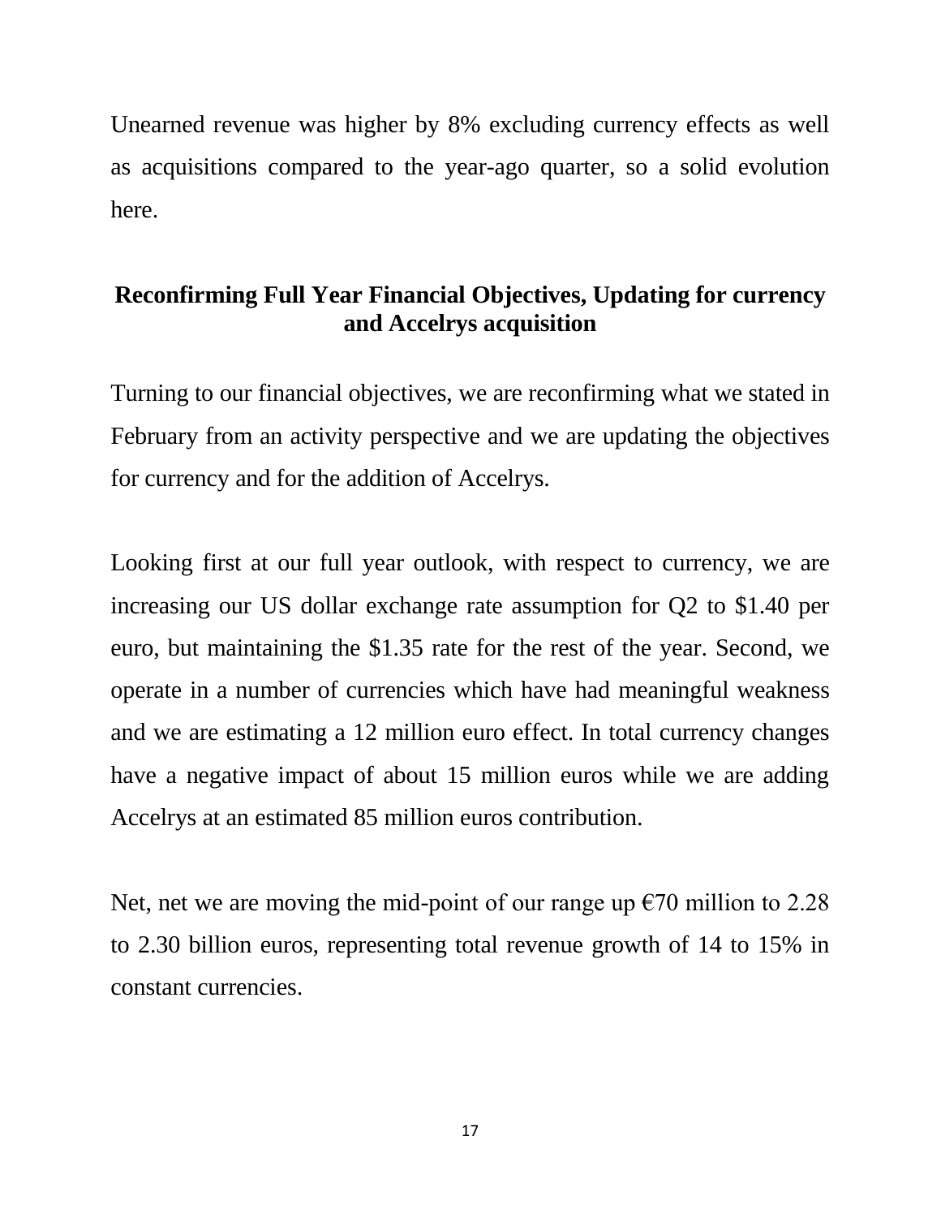Unearned revenue was higher by 8% excluding currency effects as well as acquisitions compared to the year-ago quarter, so a solid evolution here.

## Reconfirming Full Year Financial Objectives, Updating for currency and Accelrys acquisition

Turning to our financial objectives, we are reconfirming what we stated in February from an activity perspective and we are updating the objectives for currency and for the addition of Accelrys.

Looking first at our full year outlook, with respect to currency, we are increasing our US dollar exchange rate assumption for Q2 to $1.40 per euro, but maintaining the $1.35 rate for the rest of the year. Second, we operate in a number of currencies which have had meaningful weakness and we are estimating a 12 million euro effect. In total currency changes have a negative impact of about 15 million euros while we are adding Accelrys at an estimated 85 million euros contribution.

Net, net we are moving the mid-point of our range up €70 million to 2.28 to 2.30 billion euros, representing total revenue growth of 14 to 15% in constant currencies.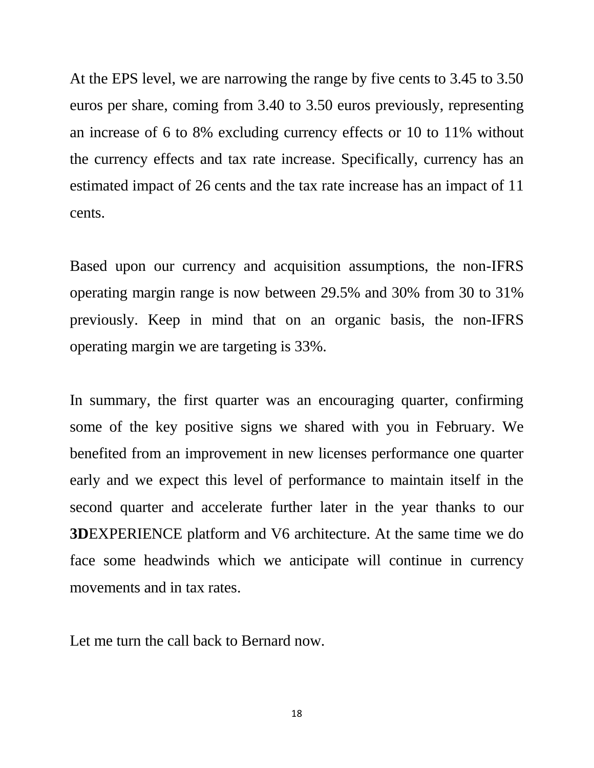At the EPS level, we are narrowing the range by five cents to 3.45 to 3.50 euros per share, coming from 3.40 to 3.50 euros previously, representing an increase of 6 to 8% excluding currency effects or 10 to 11% without the currency effects and tax rate increase. Specifically, currency has an estimated impact of 26 cents and the tax rate increase has an impact of 11 cents.

Based upon our currency and acquisition assumptions, the non-IFRS operating margin range is now between 29.5% and 30% from 30 to 31% previously. Keep in mind that on an organic basis, the non-IFRS operating margin we are targeting is 33%.

In summary, the first quarter was an encouraging quarter, confirming some of the key positive signs we shared with you in February. We benefited from an improvement in new licenses performance one quarter early and we expect this level of performance to maintain itself in the second quarter and accelerate further later in the year thanks to our **3D**EXPERIENCE platform and V6 architecture. At the same time we do face some headwinds which we anticipate will continue in currency movements and in tax rates.

Let me turn the call back to Bernard now.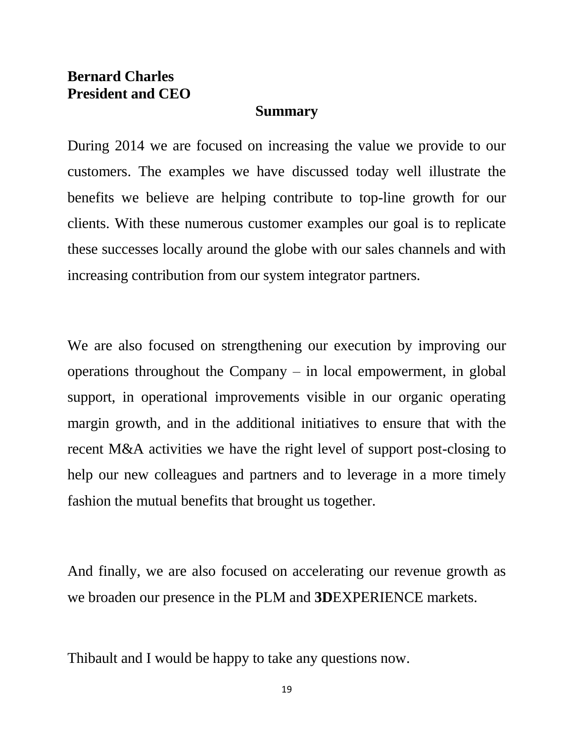**Bernard Charles**
**President and CEO**

## Summary

During 2014 we are focused on increasing the value we provide to our customers. The examples we have discussed today well illustrate the benefits we believe are helping contribute to top-line growth for our clients. With these numerous customer examples our goal is to replicate these successes locally around the globe with our sales channels and with increasing contribution from our system integrator partners.

We are also focused on strengthening our execution by improving our operations throughout the Company – in local empowerment, in global support, in operational improvements visible in our organic operating margin growth, and in the additional initiatives to ensure that with the recent M&A activities we have the right level of support post-closing to help our new colleagues and partners and to leverage in a more timely fashion the mutual benefits that brought us together.

And finally, we are also focused on accelerating our revenue growth as we broaden our presence in the PLM and **3D**EXPERIENCE markets.

Thibault and I would be happy to take any questions now.